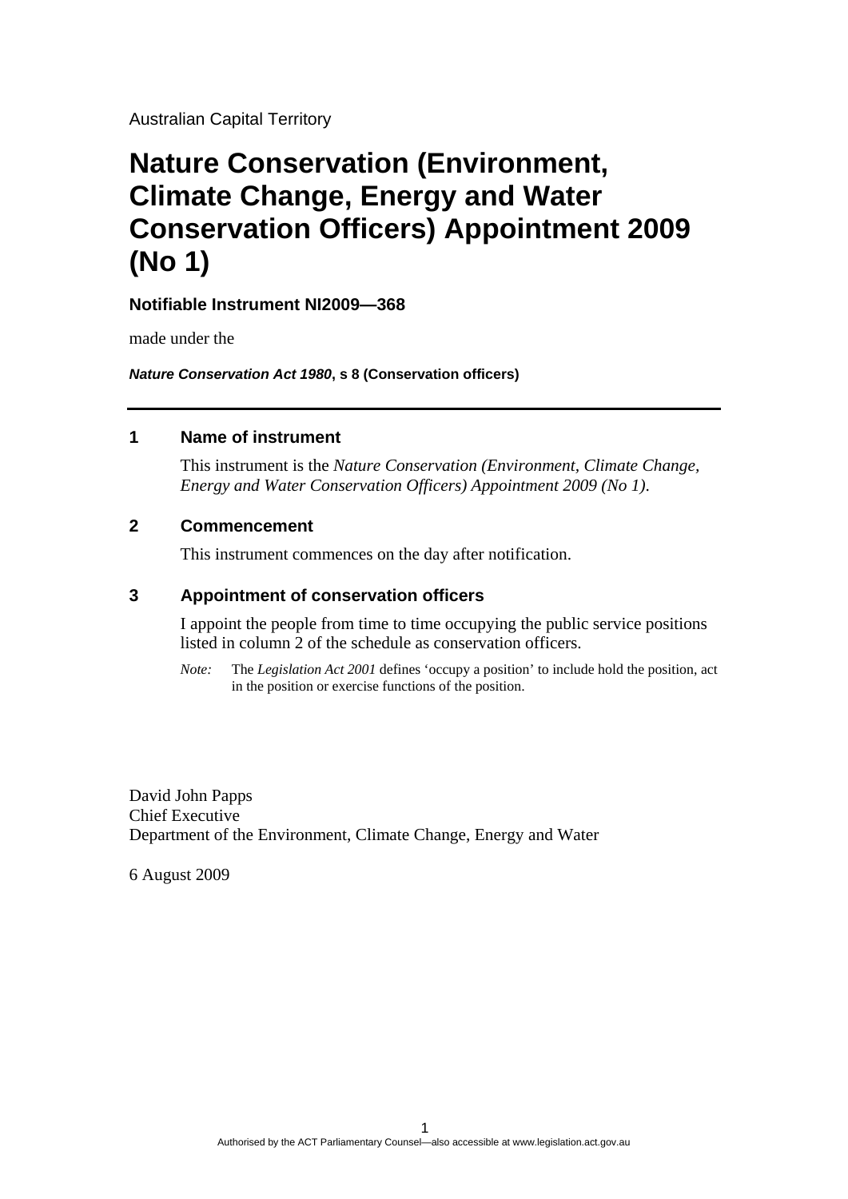Australian Capital Territory

# Nature Conservation (Environment, Climate Change, Energy and Water Conservation Officers) Appointment 2009 (No 1)

**Notifiable Instrument NI2009—368**

made under the

***Nature Conservation Act 1980*, s 8 (Conservation officers)**

## 1 Name of instrument

This instrument is the *Nature Conservation (Environment, Climate Change, Energy and Water Conservation Officers) Appointment 2009 (No 1)*.

## 2 Commencement

This instrument commences on the day after notification.

## 3 Appointment of conservation officers

I appoint the people from time to time occupying the public service positions listed in column 2 of the schedule as conservation officers.

*Note:* The *Legislation Act 2001* defines 'occupy a position' to include hold the position, act in the position or exercise functions of the position.

David John Papps
Chief Executive
Department of the Environment, Climate Change, Energy and Water

6 August 2009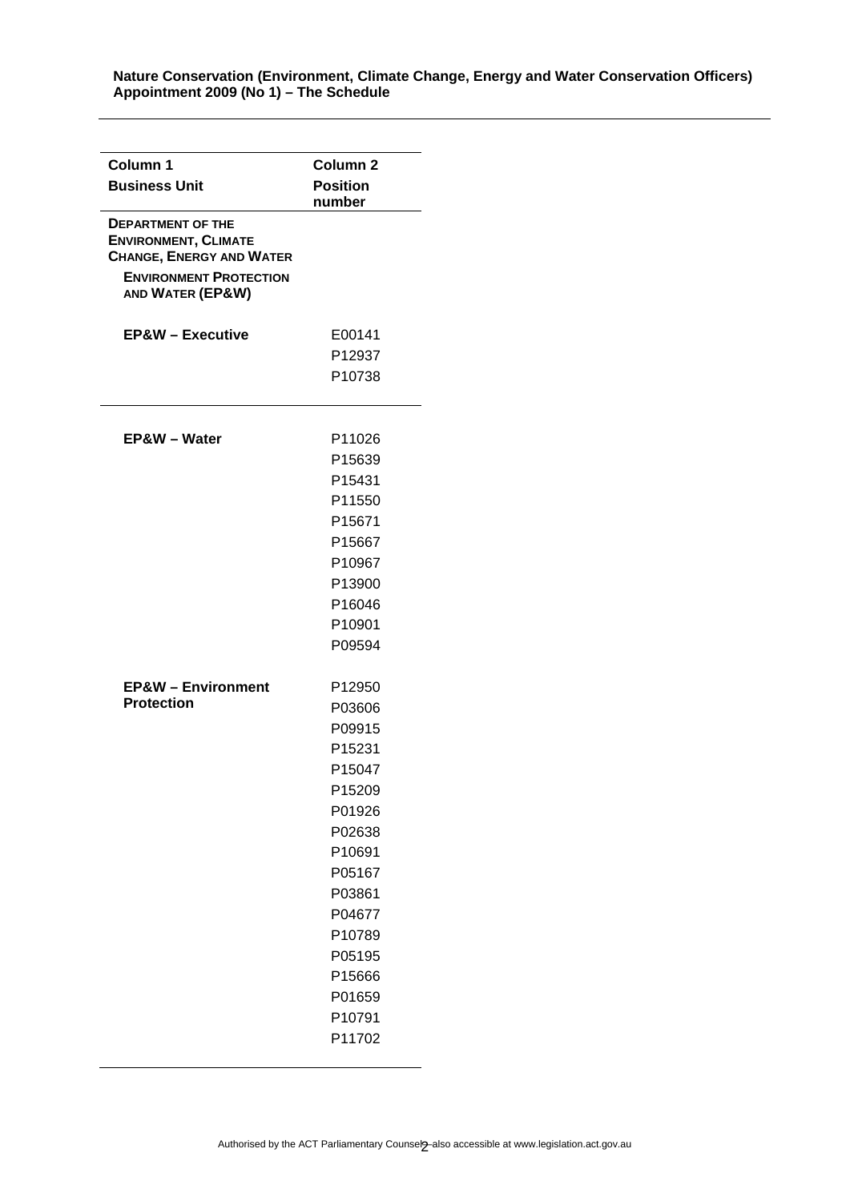**Nature Conservation (Environment, Climate Change, Energy and Water Conservation Officers) Appointment 2009 (No 1) – The Schedule**

| Column 1<br>Business Unit | Column 2<br>Position number |
|---|---|
| **DEPARTMENT OF THE ENVIRONMENT, CLIMATE CHANGE, ENERGY AND WATER** | |
| **ENVIRONMENT PROTECTION AND WATER (EP&W)** | |
| **EP&W – Executive** | E00141 |
| | P12937 |
| | P10738 |
| **EP&W – Water** | P11026 |
| | P15639 |
| | P15431 |
| | P11550 |
| | P15671 |
| | P15667 |
| | P10967 |
| | P13900 |
| | P16046 |
| | P10901 |
| | P09594 |
| **EP&W – Environment Protection** | P12950 |
| | P03606 |
| | P09915 |
| | P15231 |
| | P15047 |
| | P15209 |
| | P01926 |
| | P02638 |
| | P10691 |
| | P05167 |
| | P03861 |
| | P04677 |
| | P10789 |
| | P05195 |
| | P15666 |
| | P01659 |
| | P10791 |
| | P11702 |